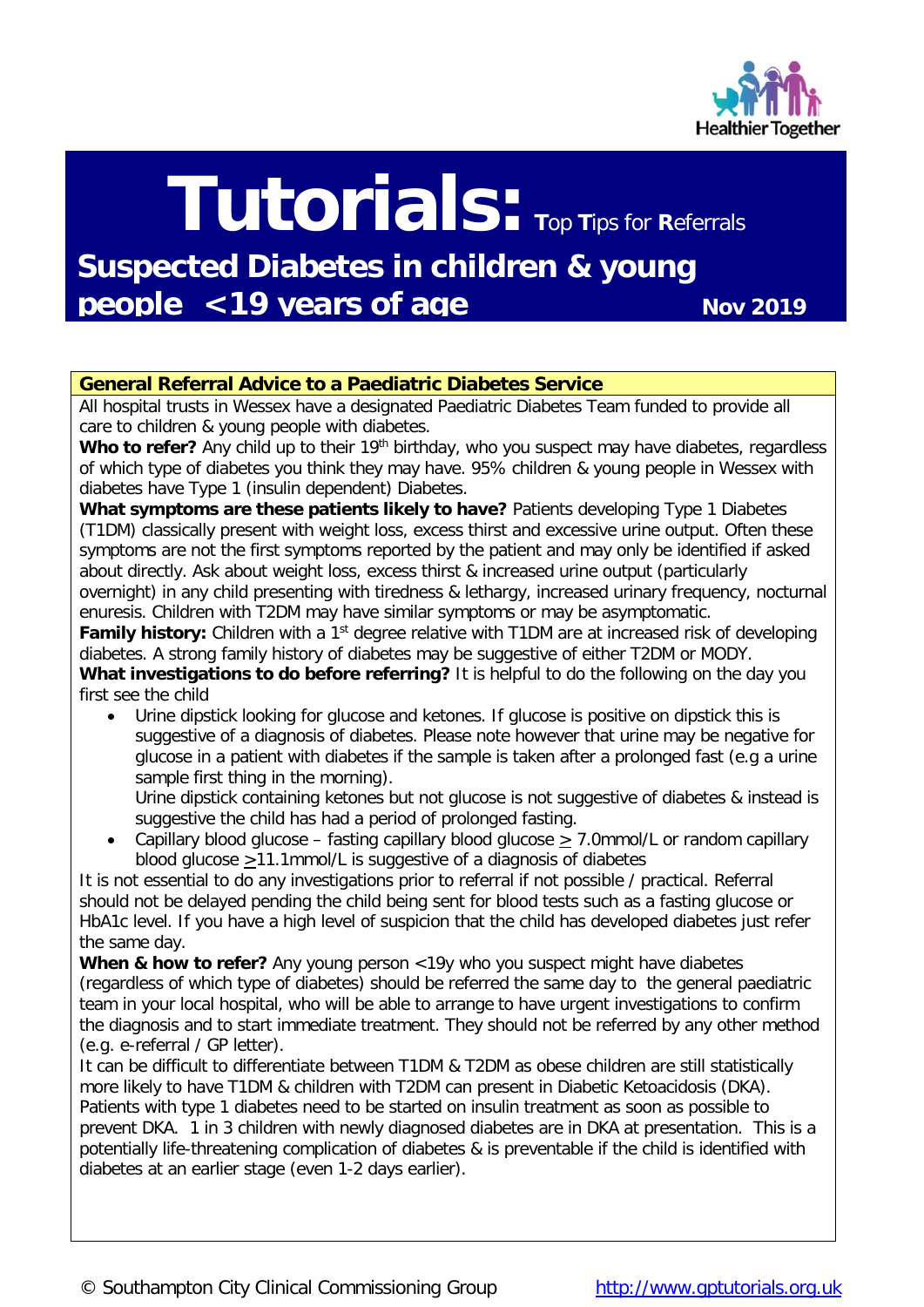# Tutorials: Top Tips for Referrals

## Suspected Diabetes in children & young people <19 years of age

**Nov 2019**

### General Referral Advice to a Paediatric Diabetes Service

All hospital trusts in Wessex have a designated Paediatric Diabetes Team funded to provide all care to children & young people with diabetes.

**Who to refer?** Any child up to their 19th birthday, who you suspect may have diabetes, regardless of which type of diabetes you think they may have. 95% children & young people in Wessex with diabetes have Type 1 (insulin dependent) Diabetes.

**What symptoms are these patients likely to have?** Patients developing Type 1 Diabetes (T1DM) classically present with weight loss, excess thirst and excessive urine output. Often these symptoms are not the first symptoms reported by the patient and may only be identified if asked about directly. Ask about weight loss, excess thirst & increased urine output (particularly overnight) in any child presenting with tiredness & lethargy, increased urinary frequency, nocturnal enuresis. Children with T2DM may have similar symptoms or may be asymptomatic.

**Family history:** Children with a 1st degree relative with T1DM are at increased risk of developing diabetes. A strong family history of diabetes may be suggestive of either T2DM or MODY.

**What investigations to do before referring?** It is helpful to do the following on the day you first see the child

- Urine dipstick looking for glucose and ketones. If glucose is positive on dipstick this is suggestive of a diagnosis of diabetes. Please note however that urine may be negative for glucose in a patient with diabetes if the sample is taken after a prolonged fast (e.g a urine sample first thing in the morning).
  Urine dipstick containing ketones but not glucose is not suggestive of diabetes & instead is suggestive the child has had a period of prolonged fasting.
- Capillary blood glucose – fasting capillary blood glucose $\geq$ 7.0mmol/L or random capillary blood glucose $\geq$11.1mmol/L is suggestive of a diagnosis of diabetes

It is not essential to do any investigations prior to referral if not possible / practical. Referral should not be delayed pending the child being sent for blood tests such as a fasting glucose or HbA1c level. If you have a high level of suspicion that the child has developed diabetes just refer the same day.

**When & how to refer?** Any young person <19y who you suspect might have diabetes (regardless of which type of diabetes) should be referred the same day to the general paediatric team in your local hospital, who will be able to arrange to have urgent investigations to confirm the diagnosis and to start immediate treatment. They should not be referred by any other method (e.g. e-referral / GP letter).

It can be difficult to differentiate between T1DM & T2DM as obese children are still statistically more likely to have T1DM & children with T2DM can present in Diabetic Ketoacidosis (DKA). Patients with type 1 diabetes need to be started on insulin treatment as soon as possible to prevent DKA. 1 in 3 children with newly diagnosed diabetes are in DKA at presentation. This is a potentially life-threatening complication of diabetes & is preventable if the child is identified with diabetes at an earlier stage (even 1-2 days earlier).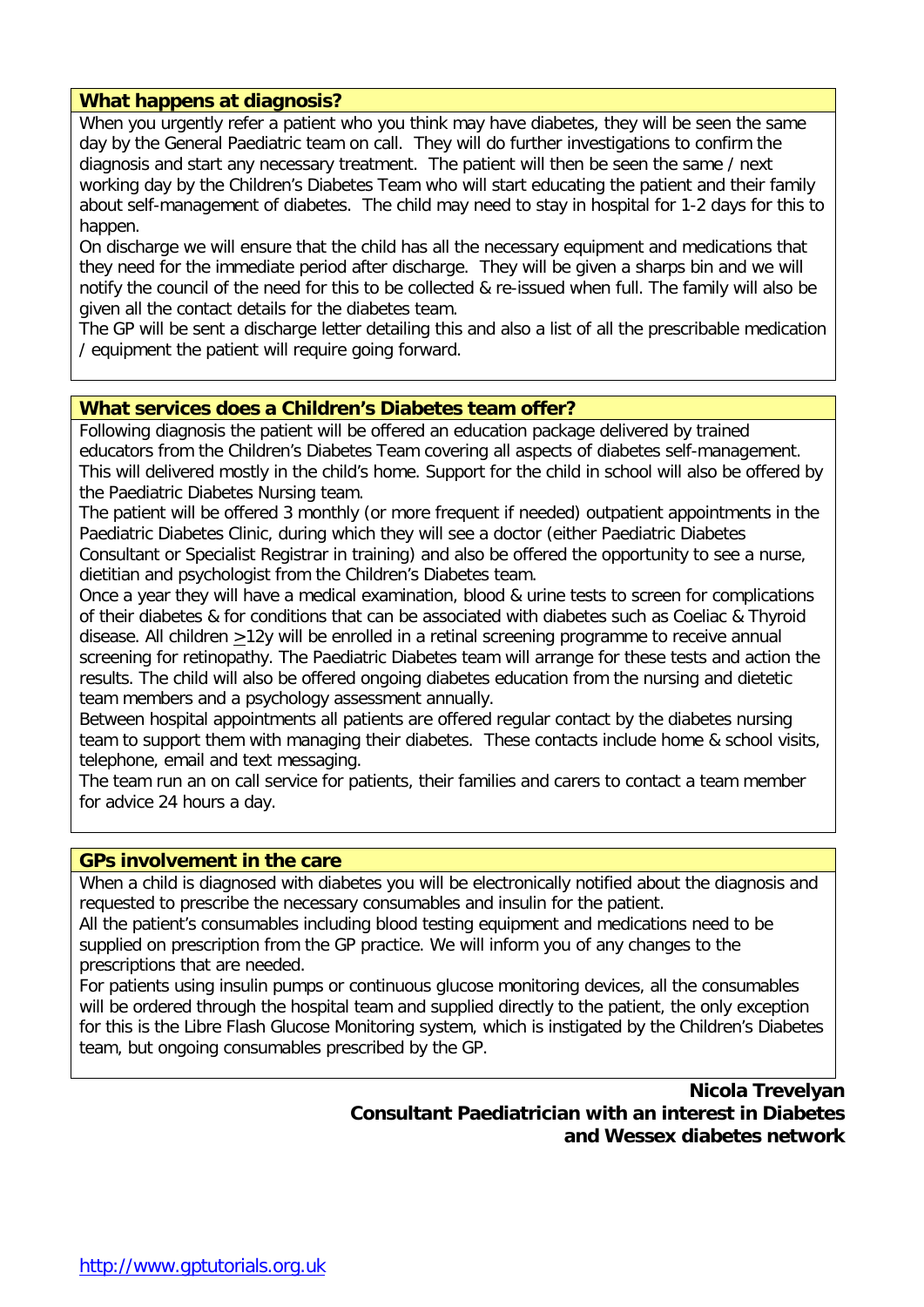## What happens at diagnosis?

When you urgently refer a patient who you think may have diabetes, they will be seen the same day by the General Paediatric team on call. They will do further investigations to confirm the diagnosis and start any necessary treatment. The patient will then be seen the same / next working day by the Children's Diabetes Team who will start educating the patient and their family about self-management of diabetes. The child may need to stay in hospital for 1-2 days for this to happen.

On discharge we will ensure that the child has all the necessary equipment and medications that they need for the immediate period after discharge. They will be given a sharps bin and we will notify the council of the need for this to be collected & re-issued when full. The family will also be given all the contact details for the diabetes team.

The GP will be sent a discharge letter detailing this and also a list of all the prescribable medication / equipment the patient will require going forward.

## What services does a Children's Diabetes team offer?

Following diagnosis the patient will be offered an education package delivered by trained educators from the Children's Diabetes Team covering all aspects of diabetes self-management. This will delivered mostly in the child's home. Support for the child in school will also be offered by the Paediatric Diabetes Nursing team.

The patient will be offered 3 monthly (or more frequent if needed) outpatient appointments in the Paediatric Diabetes Clinic, during which they will see a doctor (either Paediatric Diabetes Consultant or Specialist Registrar in training) and also be offered the opportunity to see a nurse, dietitian and psychologist from the Children's Diabetes team.

Once a year they will have a medical examination, blood & urine tests to screen for complications of their diabetes & for conditions that can be associated with diabetes such as Coeliac & Thyroid disease. All children $\geq$12y will be enrolled in a retinal screening programme to receive annual screening for retinopathy. The Paediatric Diabetes team will arrange for these tests and action the results. The child will also be offered ongoing diabetes education from the nursing and dietetic team members and a psychology assessment annually.

Between hospital appointments all patients are offered regular contact by the diabetes nursing team to support them with managing their diabetes. These contacts include home & school visits, telephone, email and text messaging.

The team run an on call service for patients, their families and carers to contact a team member for advice 24 hours a day.

## GPs involvement in the care

When a child is diagnosed with diabetes you will be electronically notified about the diagnosis and requested to prescribe the necessary consumables and insulin for the patient.

All the patient's consumables including blood testing equipment and medications need to be supplied on prescription from the GP practice. We will inform you of any changes to the prescriptions that are needed.

For patients using insulin pumps or continuous glucose monitoring devices, all the consumables will be ordered through the hospital team and supplied directly to the patient, the only exception for this is the Libre Flash Glucose Monitoring system, which is instigated by the Children's Diabetes team, but ongoing consumables prescribed by the GP.

**Nicola Trevelyan**
**Consultant Paediatrician with an interest in Diabetes**
**and Wessex diabetes network**

http://www.gptutorials.org.uk